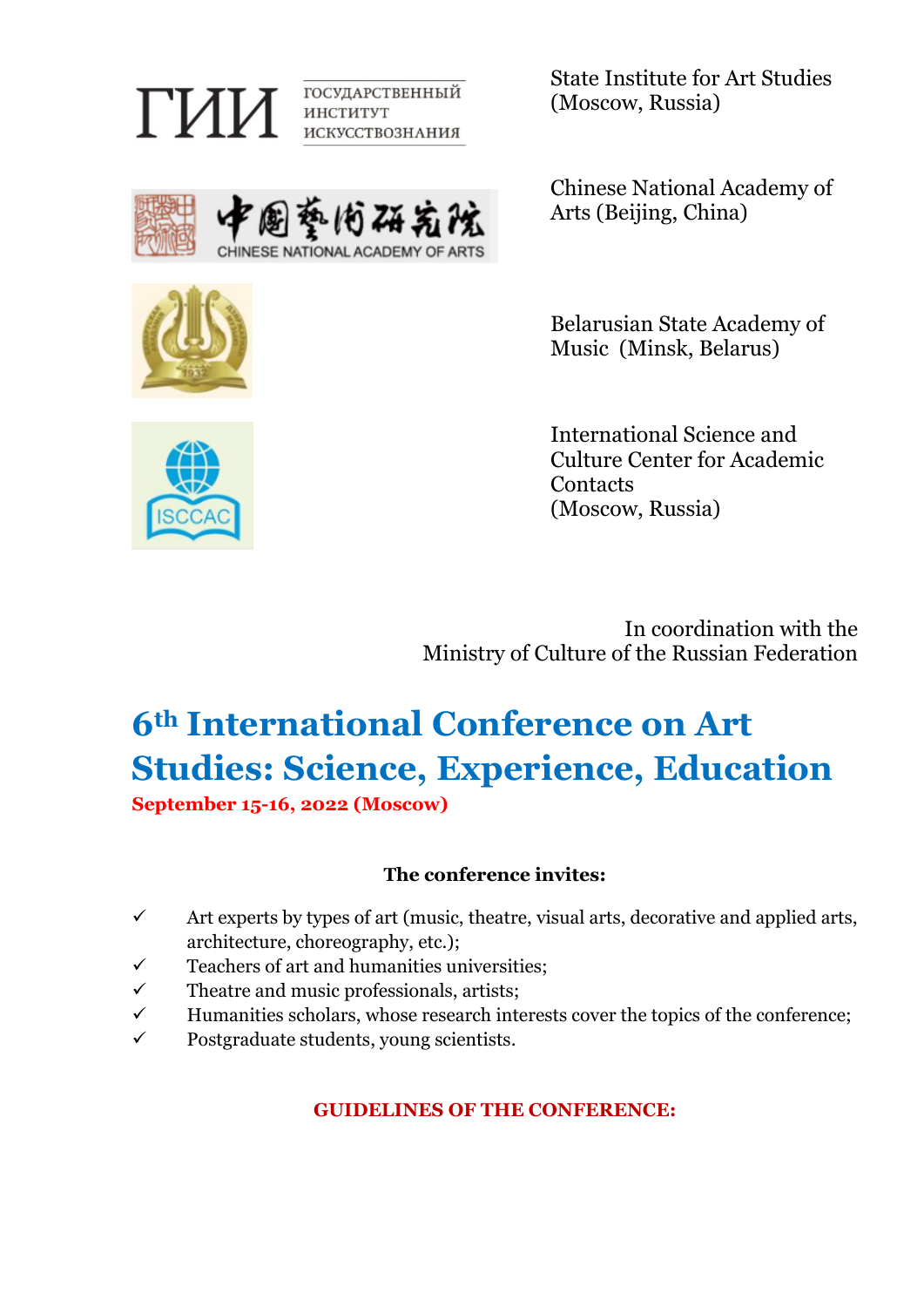ГИИ ГОСУДАРСТВЕННЫЙ ИНСТИТУТ ИСКУССТВОЗНАНИЯ

State Institute for Art Studies
(Moscow, Russia)

中國藝術研究院 CHINESE NATIONAL ACADEMY OF ARTS

Chinese National Academy of Arts (Beijing, China)

Belarusian State Academy of Music (Minsk, Belarus)

ISCCAC

International Science and Culture Center for Academic Contacts
(Moscow, Russia)

In coordination with the
Ministry of Culture of the Russian Federation

# 6th International Conference on Art Studies: Science, Experience, Education

**September 15-16, 2022 (Moscow)**

**The conference invites:**

- ✓ Art experts by types of art (music, theatre, visual arts, decorative and applied arts, architecture, choreography, etc.);
- ✓ Teachers of art and humanities universities;
- ✓ Theatre and music professionals, artists;
- ✓ Humanities scholars, whose research interests cover the topics of the conference;
- ✓ Postgraduate students, young scientists.

**GUIDELINES OF THE CONFERENCE:**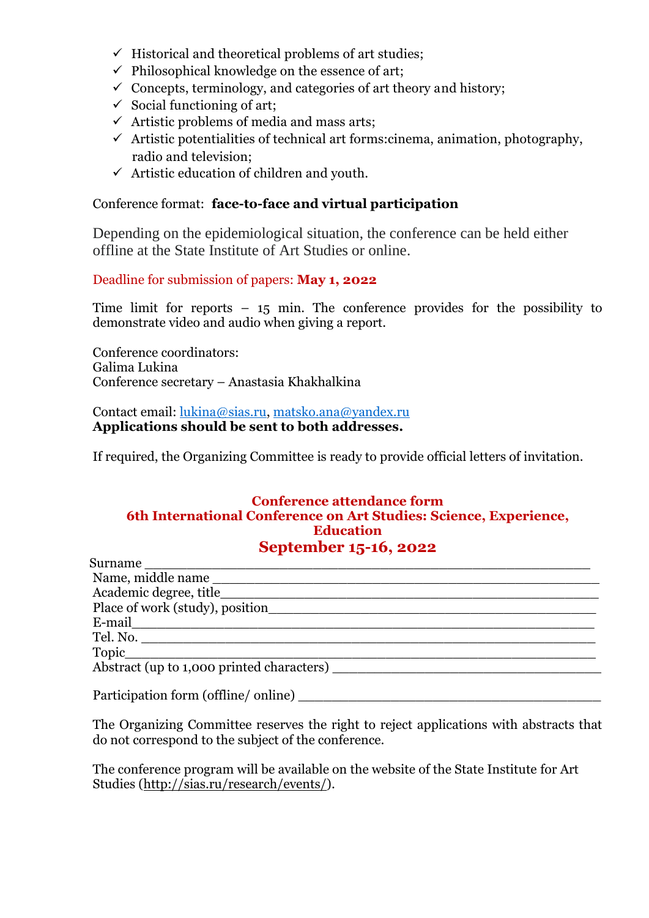- ✓ Historical and theoretical problems of art studies;
- ✓ Philosophical knowledge on the essence of art;
- ✓ Concepts, terminology, and categories of art theory and history;
- ✓ Social functioning of art;
- ✓ Artistic problems of media and mass arts;
- ✓ Artistic potentialities of technical art forms:cinema, animation, photography, radio and television;
- ✓ Artistic education of children and youth.

Conference format: **face-to-face and virtual participation**

Depending on the epidemiological situation, the conference can be held either offline at the State Institute of Art Studies or online.

Deadline for submission of papers: **May 1, 2022**

Time limit for reports – 15 min. The conference provides for the possibility to demonstrate video and audio when giving a report.

Conference coordinators:
Galima Lukina
Conference secretary – Anastasia Khakhalkina

Contact email: lukina@sias.ru, matsko.ana@yandex.ru
**Applications should be sent to both addresses.**

If required, the Organizing Committee is ready to provide official letters of invitation.

## Conference attendance form
## 6th International Conference on Art Studies: Science, Experience, Education
## September 15-16, 2022

Surname ______________________________________________________
Name, middle name _____________________________________________
Academic degree, title___________________________________________
Place of work (study), position____________________________________
E-mail________________________________________________________
Tel. No. ______________________________________________________
Topic_________________________________________________________
Abstract (up to 1,000 printed characters) ___________________________

Participation form (offline/ online) ________________________________

The Organizing Committee reserves the right to reject applications with abstracts that do not correspond to the subject of the conference.

The conference program will be available on the website of the State Institute for Art Studies (http://sias.ru/research/events/).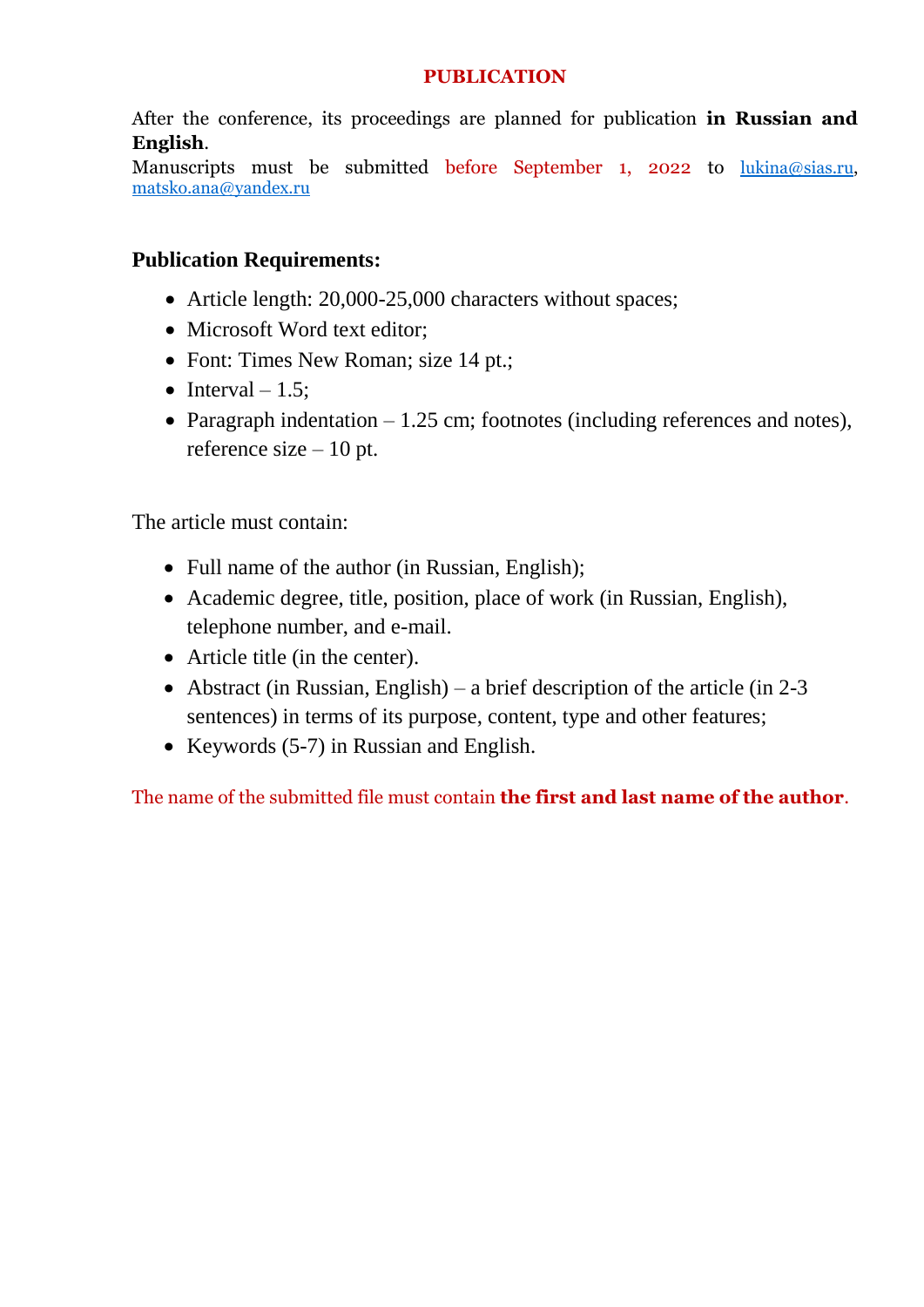## PUBLICATION

After the conference, its proceedings are planned for publication **in Russian and English**.

Manuscripts must be submitted before September 1, 2022 to lukina@sias.ru, matsko.ana@yandex.ru

### Publication Requirements:

- Article length: 20,000-25,000 characters without spaces;
- Microsoft Word text editor;
- Font: Times New Roman; size 14 pt.;
- Interval – 1.5;
- Paragraph indentation – 1.25 cm; footnotes (including references and notes), reference size – 10 pt.

The article must contain:

- Full name of the author (in Russian, English);
- Academic degree, title, position, place of work (in Russian, English), telephone number, and e-mail.
- Article title (in the center).
- Abstract (in Russian, English) – a brief description of the article (in 2-3 sentences) in terms of its purpose, content, type and other features;
- Keywords (5-7) in Russian and English.

The name of the submitted file must contain **the first and last name of the author**.